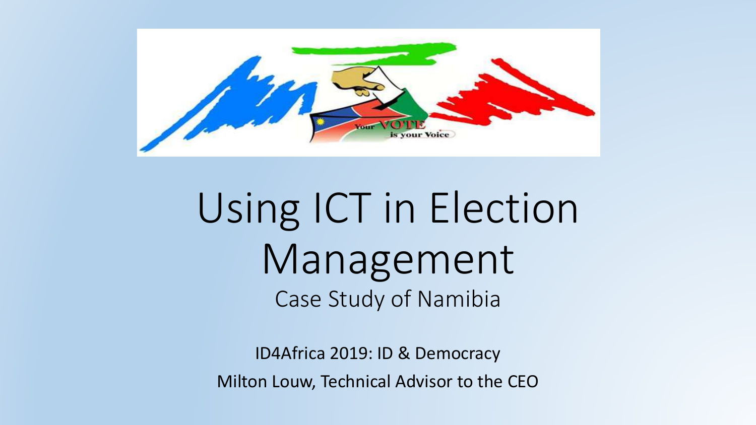# Using ICT in Election Management

## Case Study of Namibia

ID4Africa 2019: ID & Democracy

Milton Louw, Technical Advisor to the CEO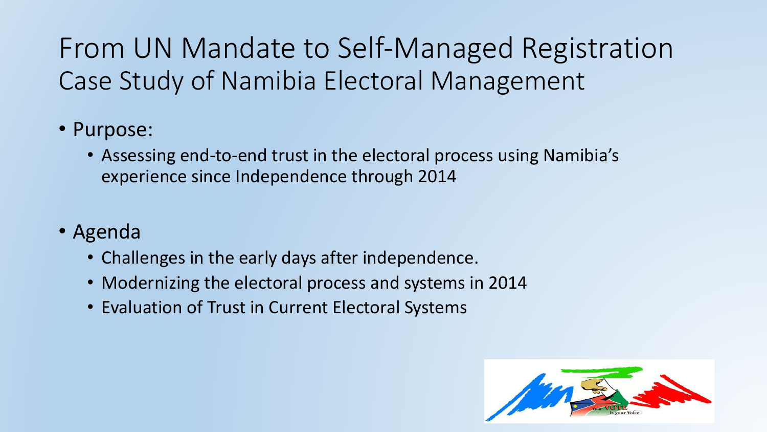# From UN Mandate to Self-Managed Registration
## Case Study of Namibia Electoral Management

- Purpose:
  - Assessing end-to-end trust in the electoral process using Namibia's experience since Independence through 2014

- Agenda
  - Challenges in the early days after independence.
  - Modernizing the electoral process and systems in 2014
  - Evaluation of Trust in Current Electoral Systems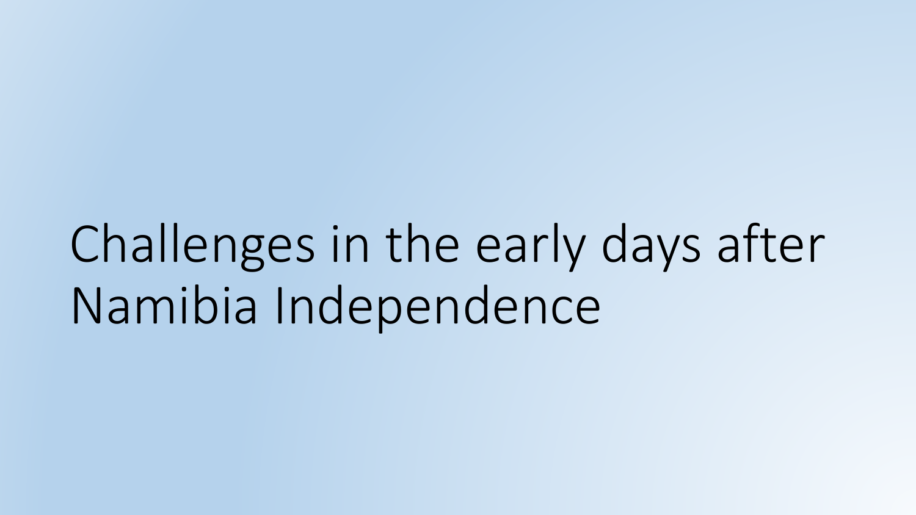# Challenges in the early days after Namibia Independence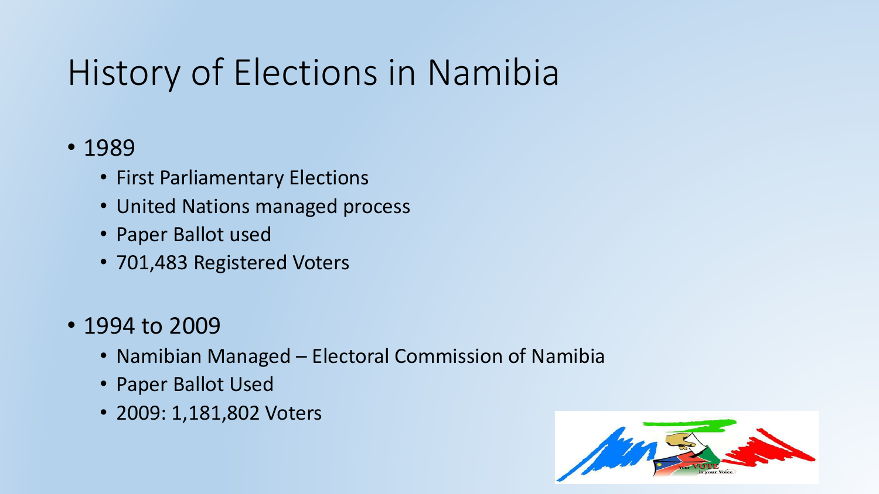# History of Elections in Namibia

- 1989
  - First Parliamentary Elections
  - United Nations managed process
  - Paper Ballot used
  - 701,483 Registered Voters

- 1994 to 2009
  - Namibian Managed – Electoral Commission of Namibia
  - Paper Ballot Used
  - 2009: 1,181,802 Voters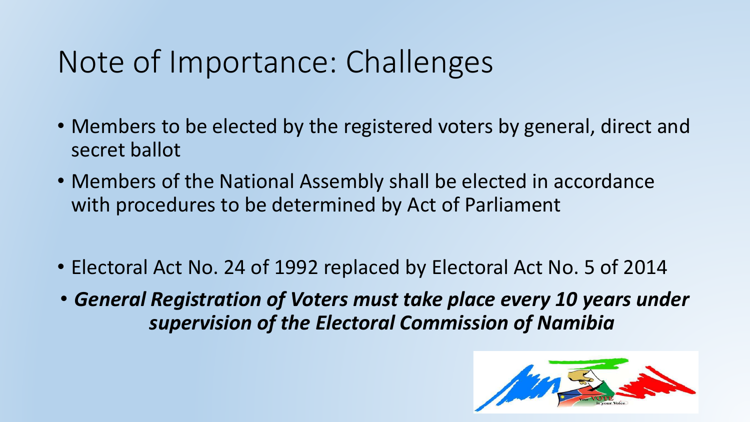# Note of Importance: Challenges

- Members to be elected by the registered voters by general, direct and secret ballot
- Members of the National Assembly shall be elected in accordance with procedures to be determined by Act of Parliament

- Electoral Act No. 24 of 1992 replaced by Electoral Act No. 5 of 2014
- ***General Registration of Voters must take place every 10 years under supervision of the Electoral Commission of Namibia***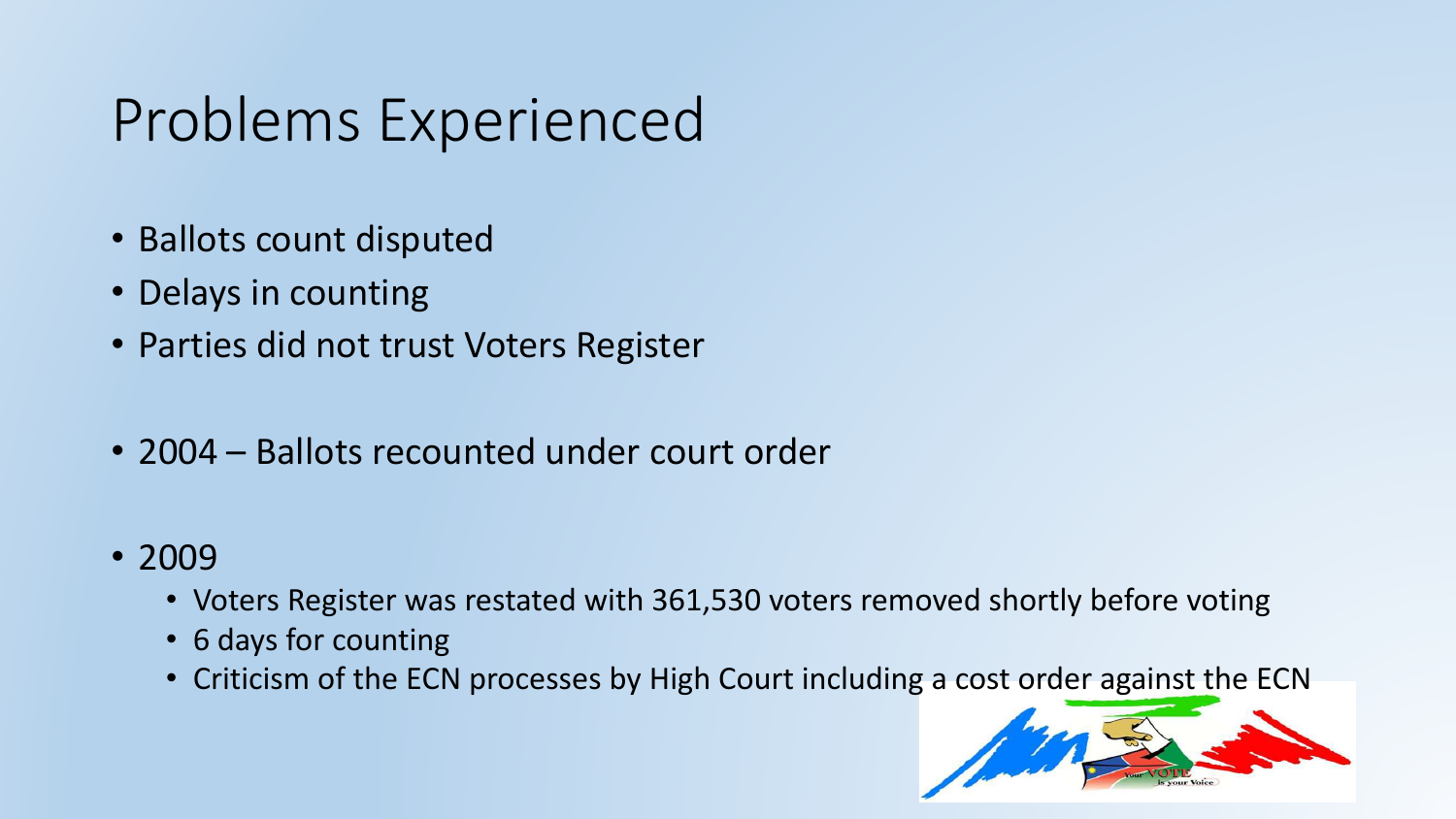# Problems Experienced

- Ballots count disputed
- Delays in counting
- Parties did not trust Voters Register

- 2004 – Ballots recounted under court order

- 2009
  - Voters Register was restated with 361,530 voters removed shortly before voting
  - 6 days for counting
  - Criticism of the ECN processes by High Court including a cost order against the ECN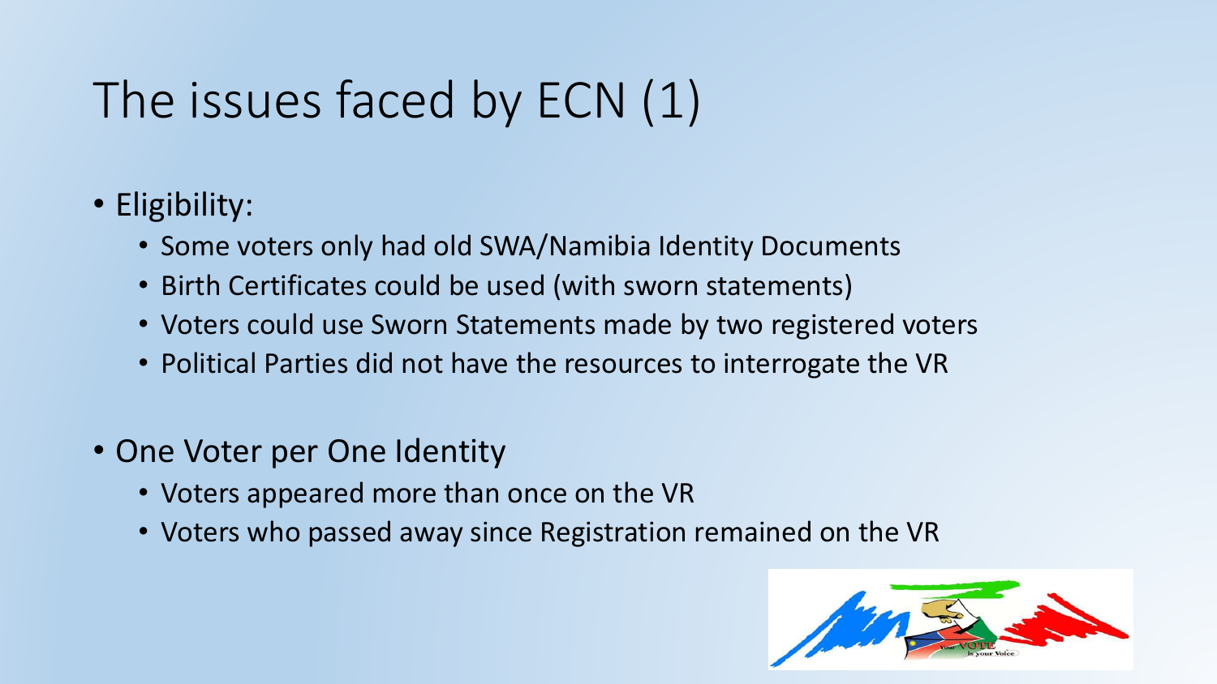# The issues faced by ECN (1)

- Eligibility:
  - Some voters only had old SWA/Namibia Identity Documents
  - Birth Certificates could be used (with sworn statements)
  - Voters could use Sworn Statements made by two registered voters
  - Political Parties did not have the resources to interrogate the VR

- One Voter per One Identity
  - Voters appeared more than once on the VR
  - Voters who passed away since Registration remained on the VR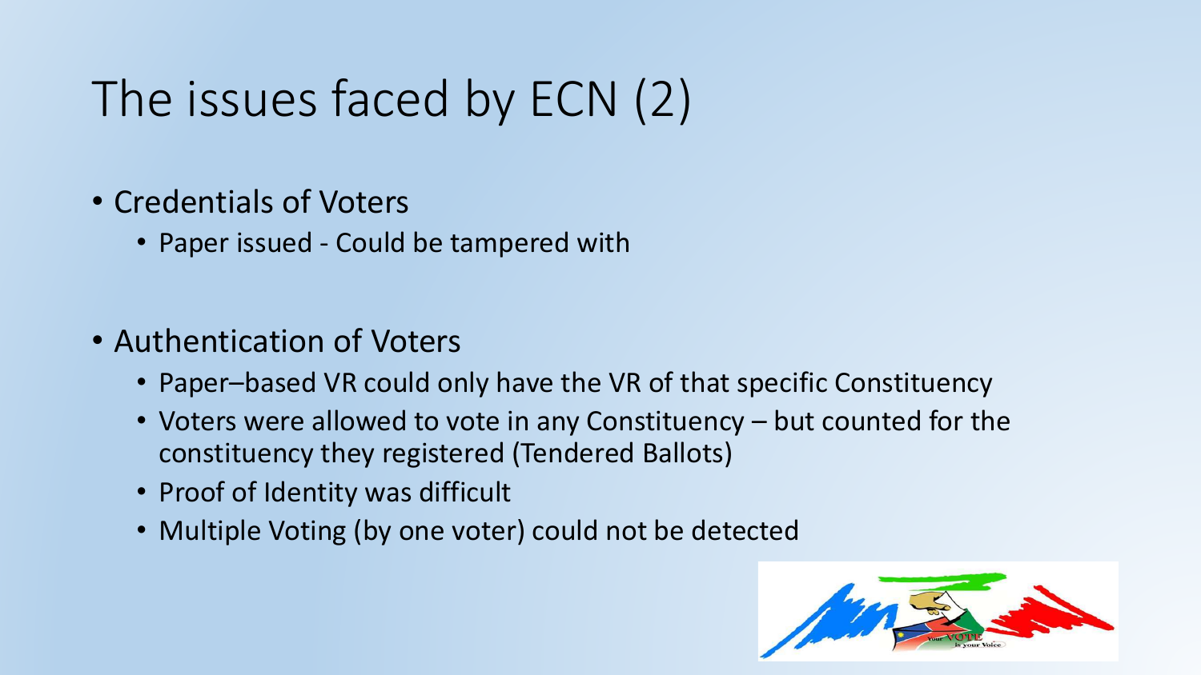# The issues faced by ECN (2)

- Credentials of Voters
  - Paper issued - Could be tampered with

- Authentication of Voters
  - Paper–based VR could only have the VR of that specific Constituency
  - Voters were allowed to vote in any Constituency – but counted for the constituency they registered (Tendered Ballots)
  - Proof of Identity was difficult
  - Multiple Voting (by one voter) could not be detected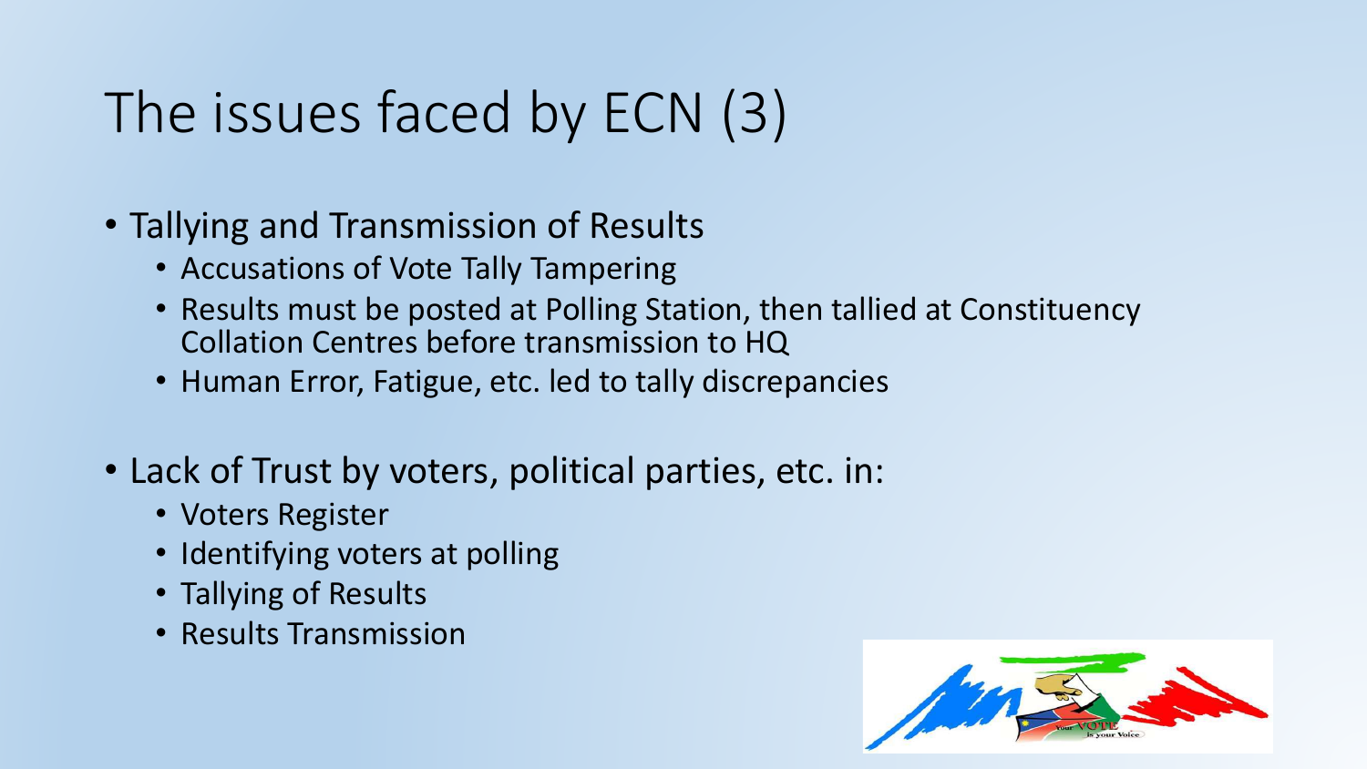# The issues faced by ECN (3)

- Tallying and Transmission of Results
  - Accusations of Vote Tally Tampering
  - Results must be posted at Polling Station, then tallied at Constituency Collation Centres before transmission to HQ
  - Human Error, Fatigue, etc. led to tally discrepancies

- Lack of Trust by voters, political parties, etc. in:
  - Voters Register
  - Identifying voters at polling
  - Tallying of Results
  - Results Transmission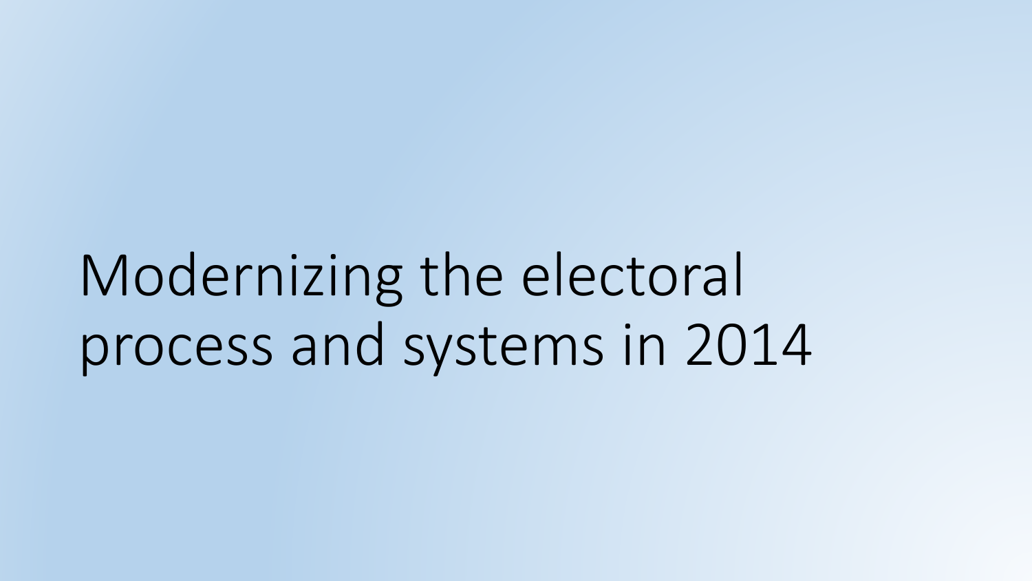# Modernizing the electoral process and systems in 2014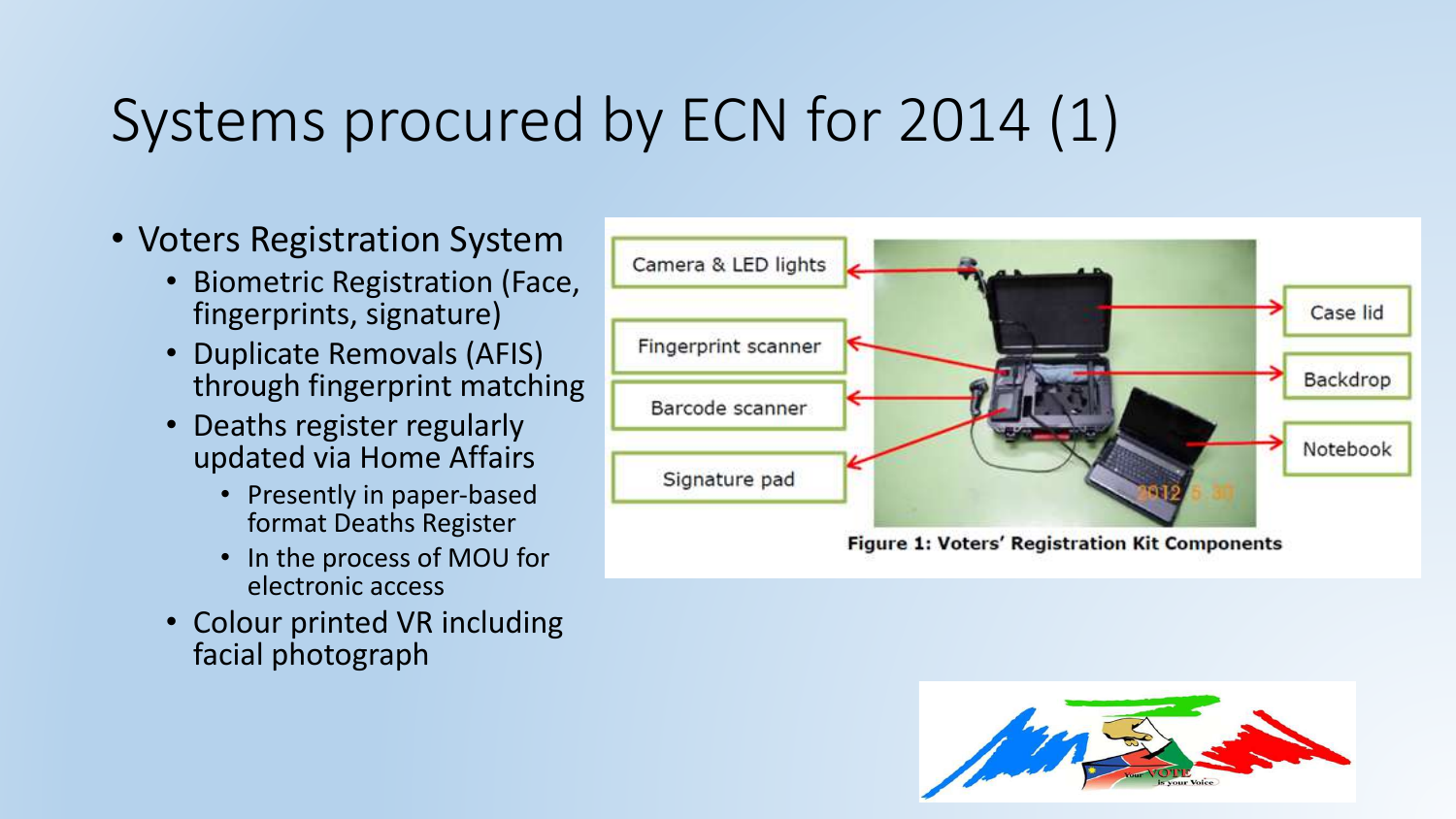# Systems procured by ECN for 2014 (1)

- Voters Registration System
  - Biometric Registration (Face, fingerprints, signature)
  - Duplicate Removals (AFIS) through fingerprint matching
  - Deaths register regularly updated via Home Affairs
    - Presently in paper-based format Deaths Register
    - In the process of MOU for electronic access
  - Colour printed VR including facial photograph

Figure 1: Voters' Registration Kit Components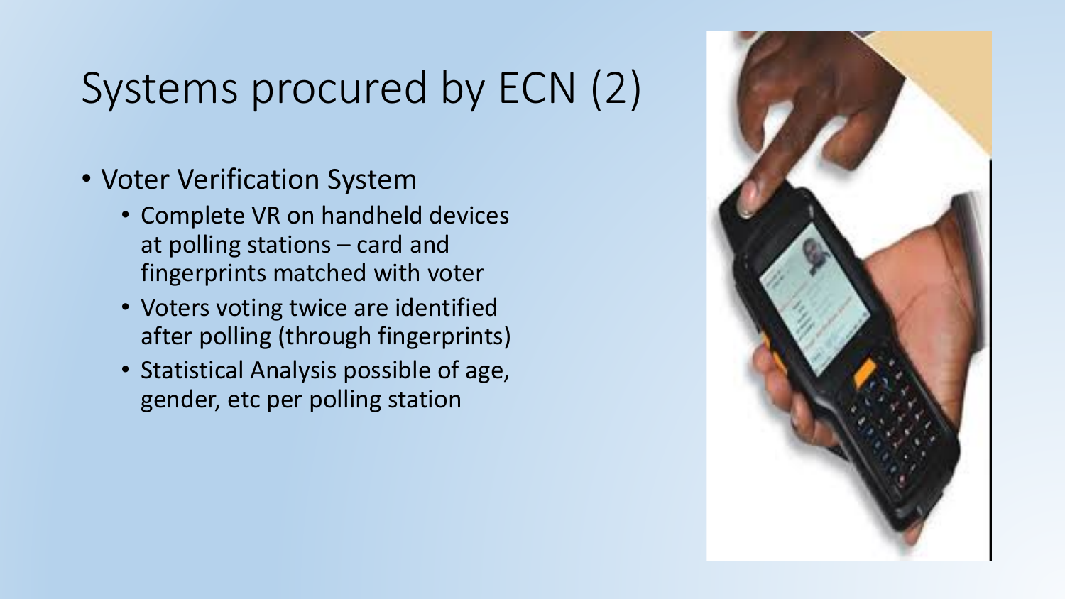# Systems procured by ECN (2)

- Voter Verification System
  - Complete VR on handheld devices at polling stations – card and fingerprints matched with voter
  - Voters voting twice are identified after polling (through fingerprints)
  - Statistical Analysis possible of age, gender, etc per polling station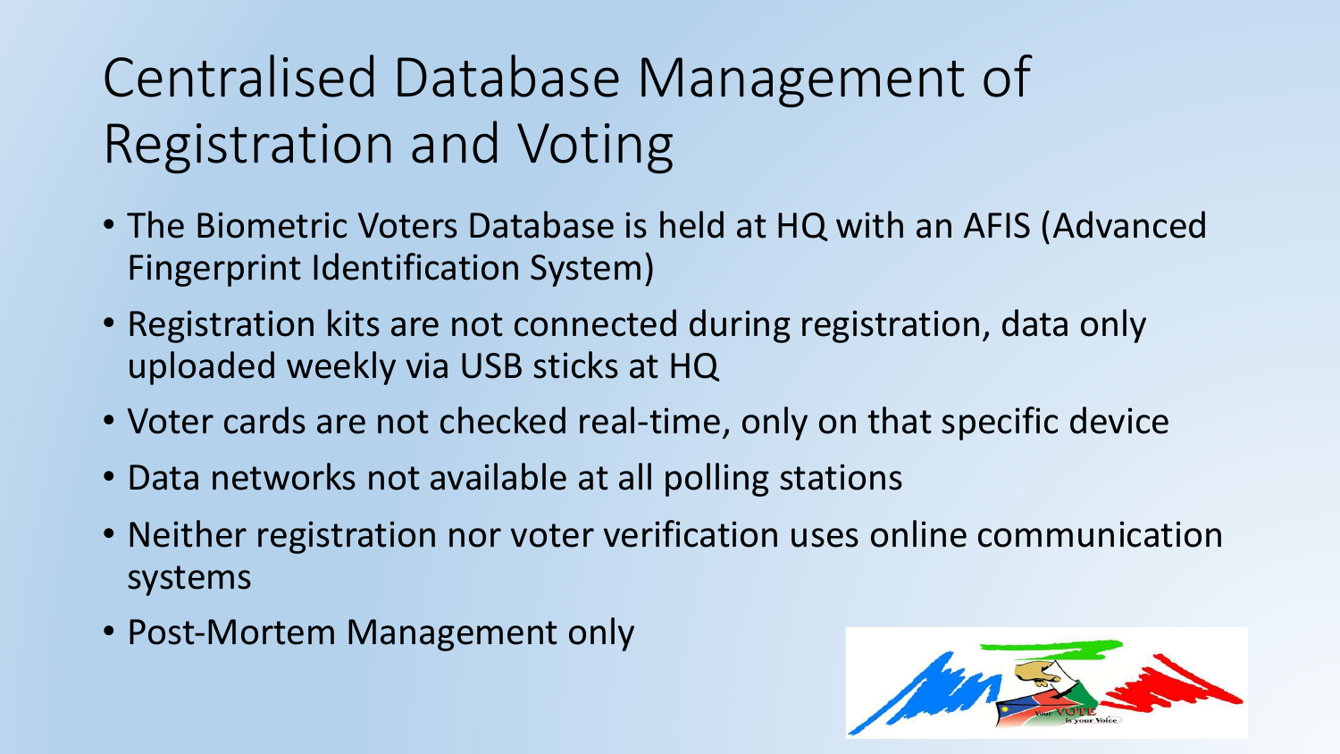# Centralised Database Management of Registration and Voting

- The Biometric Voters Database is held at HQ with an AFIS (Advanced Fingerprint Identification System)
- Registration kits are not connected during registration, data only uploaded weekly via USB sticks at HQ
- Voter cards are not checked real-time, only on that specific device
- Data networks not available at all polling stations
- Neither registration nor voter verification uses online communication systems
- Post-Mortem Management only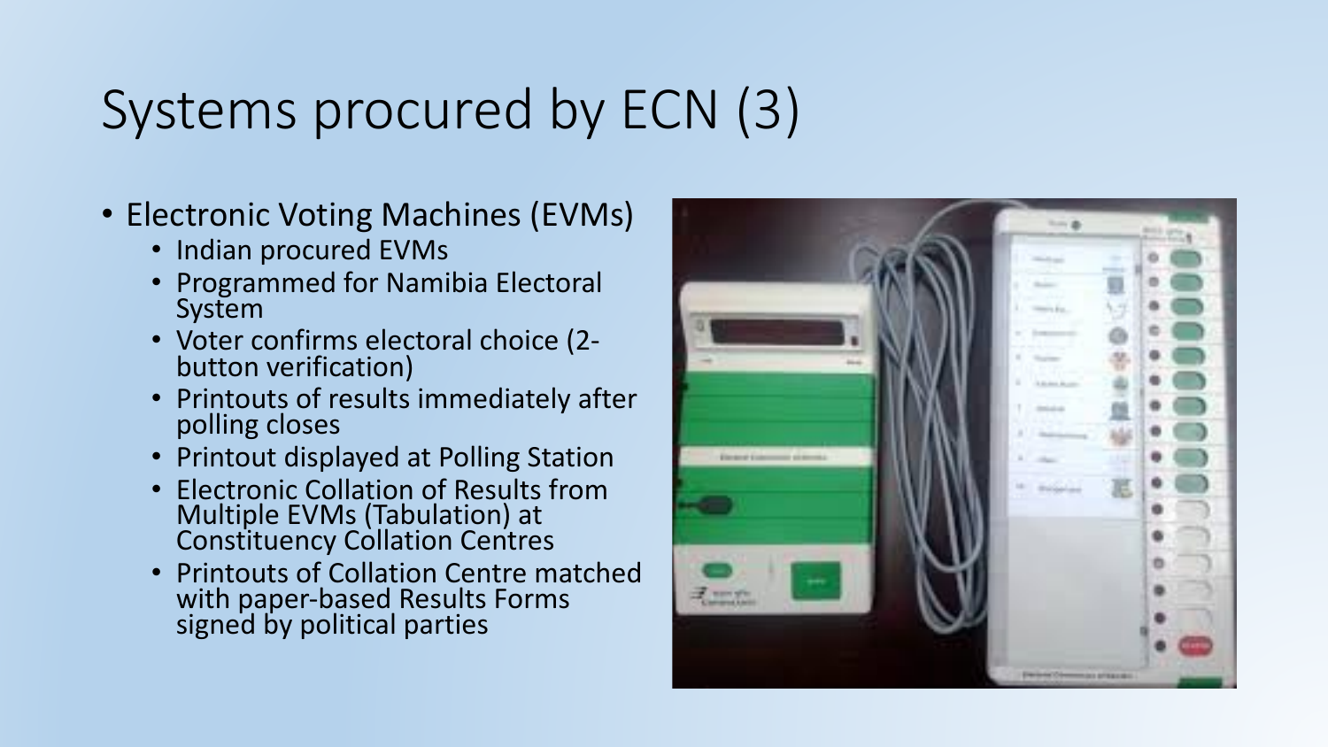# Systems procured by ECN (3)

- Electronic Voting Machines (EVMs)
  - Indian procured EVMs
  - Programmed for Namibia Electoral System
  - Voter confirms electoral choice (2-button verification)
  - Printouts of results immediately after polling closes
  - Printout displayed at Polling Station
  - Electronic Collation of Results from Multiple EVMs (Tabulation) at Constituency Collation Centres
  - Printouts of Collation Centre matched with paper-based Results Forms signed by political parties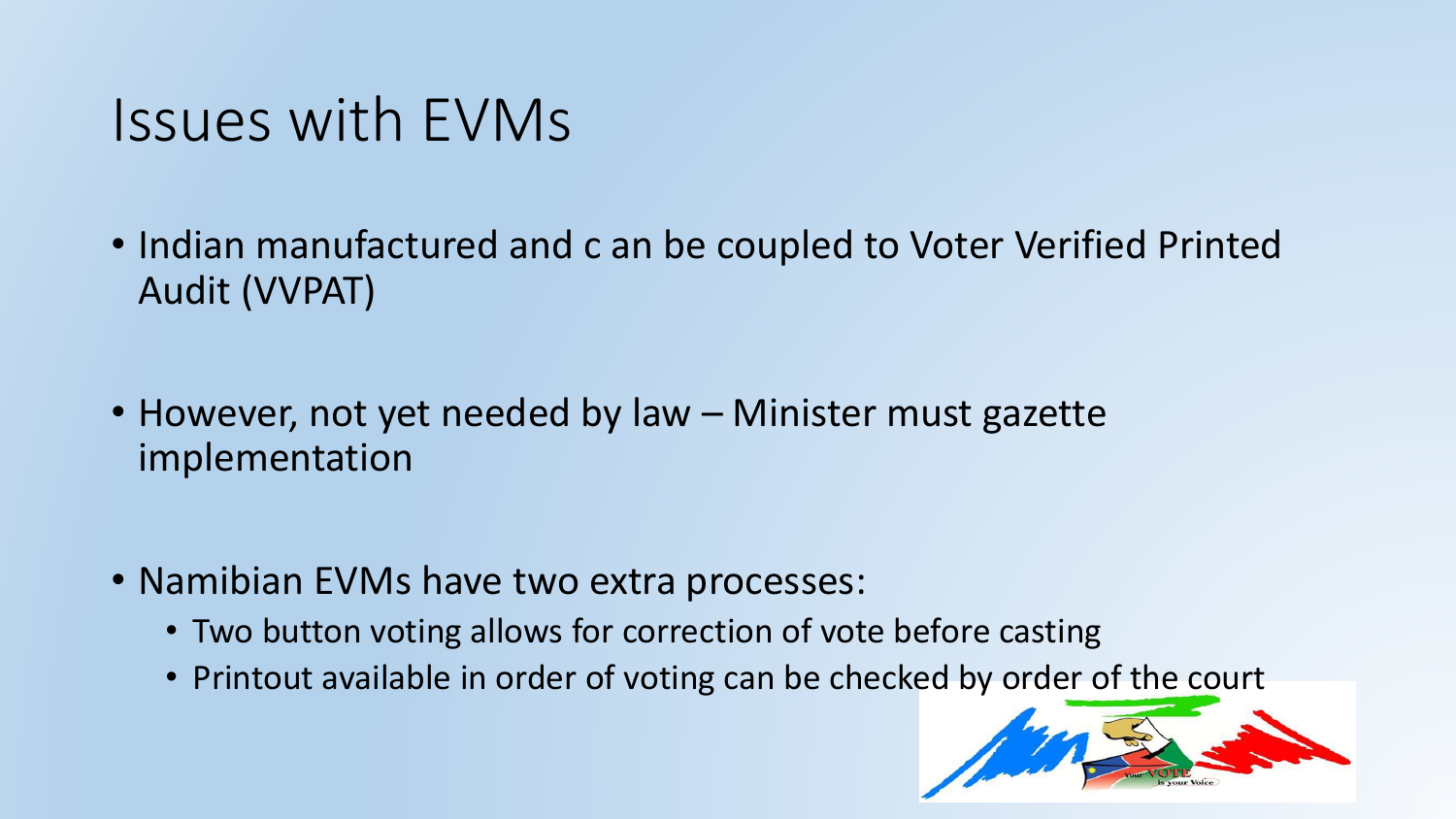# Issues with EVMs

- Indian manufactured and c an be coupled to Voter Verified Printed Audit (VVPAT)

- However, not yet needed by law – Minister must gazette implementation

- Namibian EVMs have two extra processes:
  - Two button voting allows for correction of vote before casting
  - Printout available in order of voting can be checked by order of the court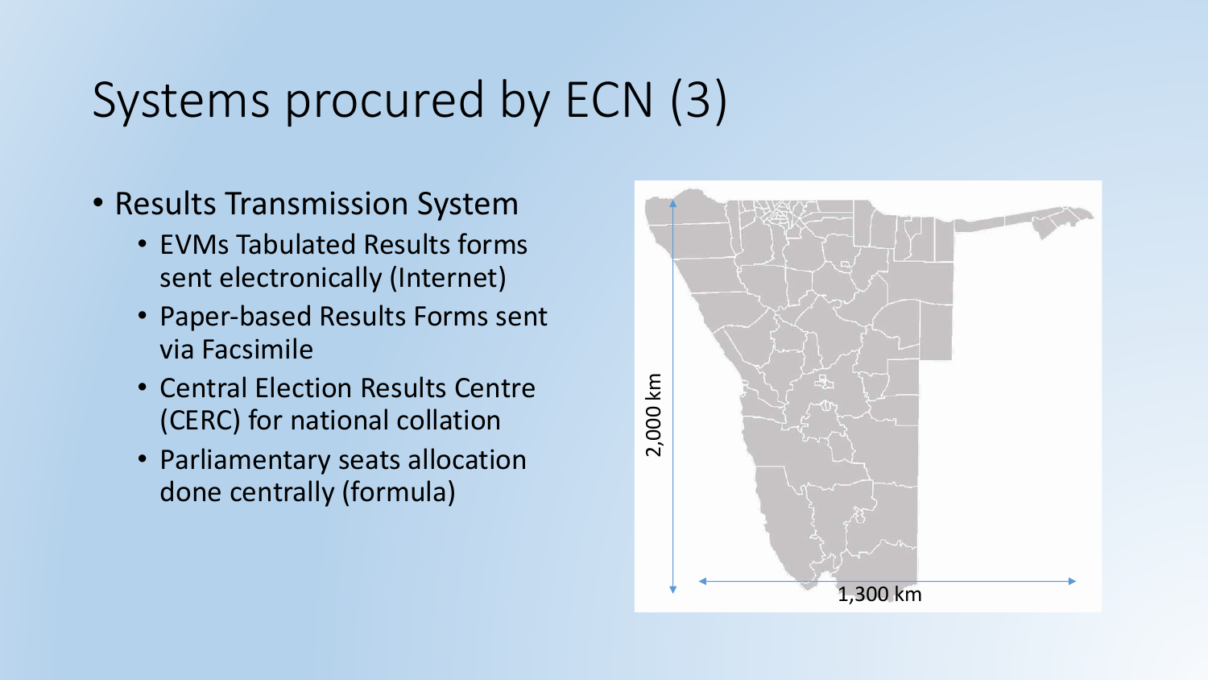# Systems procured by ECN (3)

- Results Transmission System
  - EVMs Tabulated Results forms sent electronically (Internet)
  - Paper-based Results Forms sent via Facsimile
  - Central Election Results Centre (CERC) for national collation
  - Parliamentary seats allocation done centrally (formula)

2,000 km

1,300 km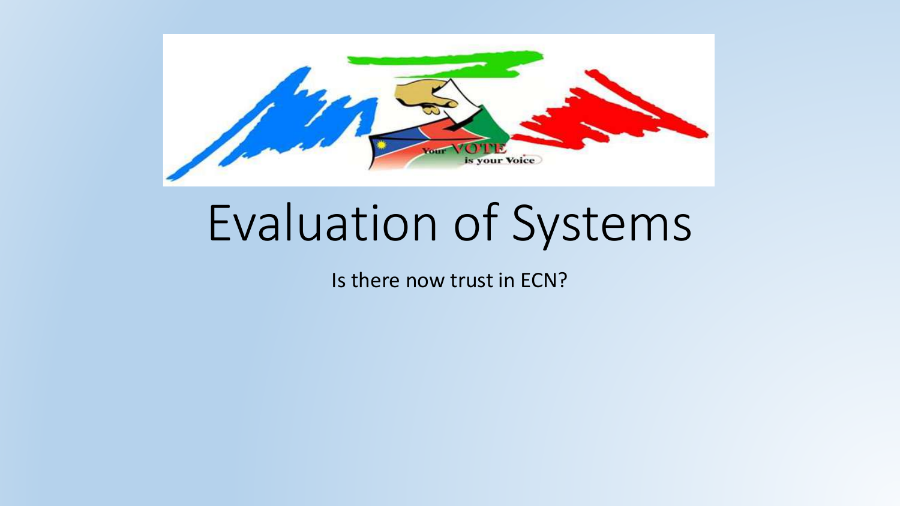# Evaluation of Systems

Is there now trust in ECN?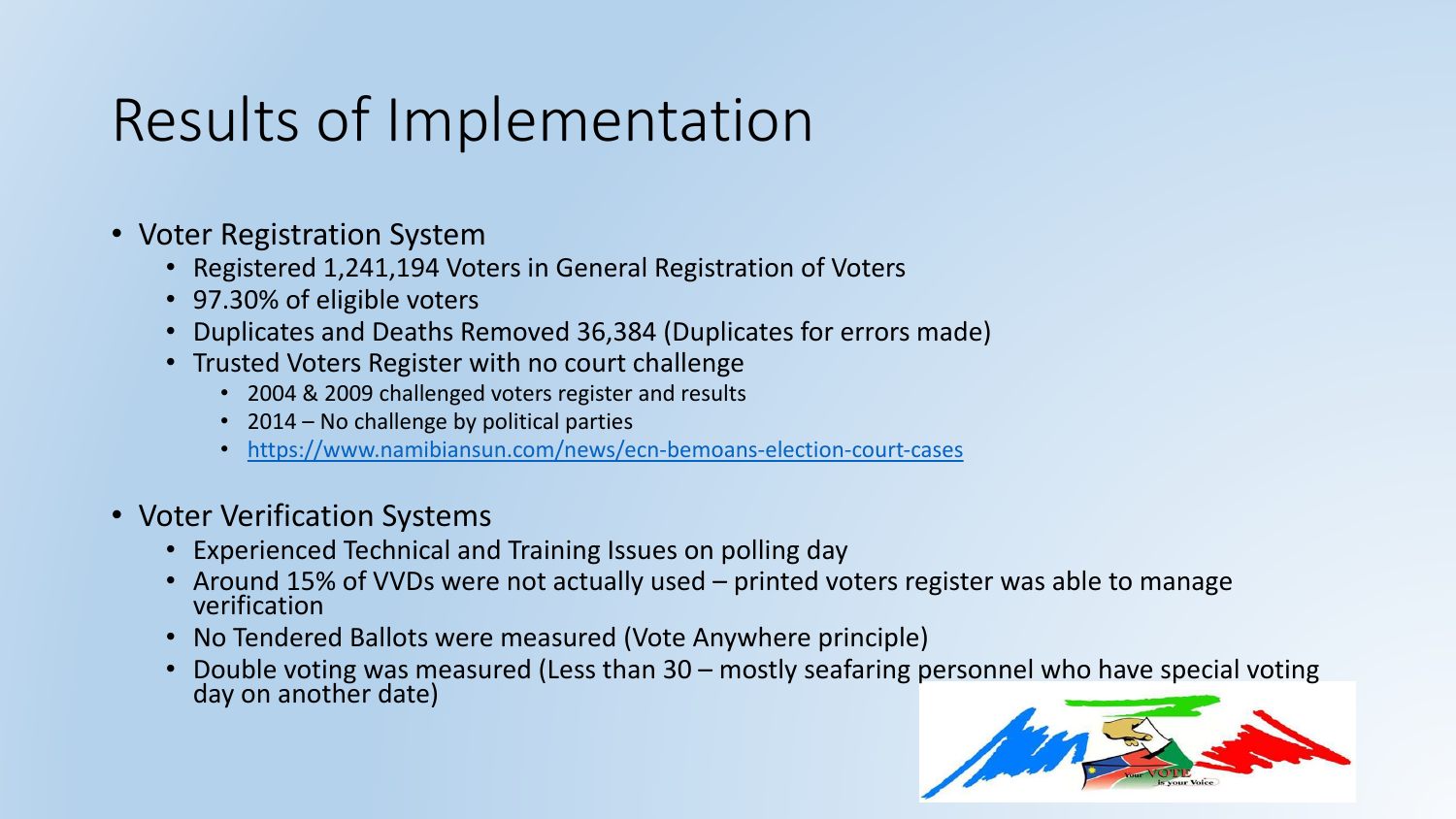# Results of Implementation

- Voter Registration System
  - Registered 1,241,194 Voters in General Registration of Voters
  - 97.30% of eligible voters
  - Duplicates and Deaths Removed 36,384 (Duplicates for errors made)
  - Trusted Voters Register with no court challenge
    - 2004 & 2009 challenged voters register and results
    - 2014 – No challenge by political parties
    - https://www.namibiansun.com/news/ecn-bemoans-election-court-cases
- Voter Verification Systems
  - Experienced Technical and Training Issues on polling day
  - Around 15% of VVDs were not actually used – printed voters register was able to manage verification
  - No Tendered Ballots were measured (Vote Anywhere principle)
  - Double voting was measured (Less than 30 – mostly seafaring personnel who have special voting day on another date)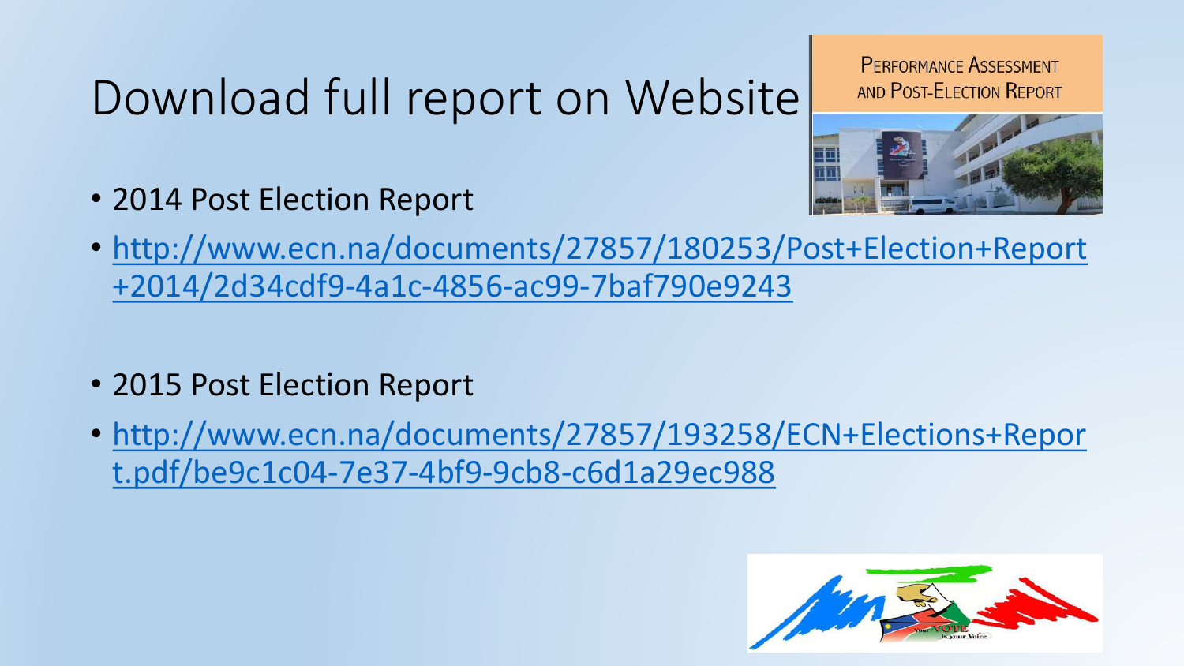# Download full report on Website

- 2014 Post Election Report
- http://www.ecn.na/documents/27857/180253/Post+Election+Report+2014/2d34cdf9-4a1c-4856-ac99-7baf790e9243

- 2015 Post Election Report
- http://www.ecn.na/documents/27857/193258/ECN+Elections+Report.pdf/be9c1c04-7e37-4bf9-9cb8-c6d1a29ec988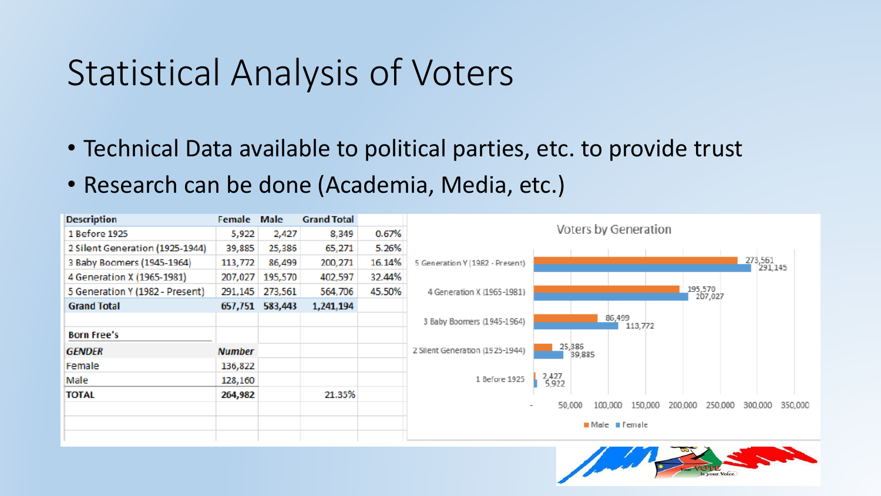# Statistical Analysis of Voters

- Technical Data available to political parties, etc. to provide trust
- Research can be done (Academia, Media, etc.)

| Description | Female | Male | Grand Total | |
|---|---|---|---|---|
| 1 Before 1925 | 5,922 | 2,427 | 8,349 | 0.67% |
| 2 Silent Generation (1925-1944) | 39,885 | 25,386 | 65,271 | 5.26% |
| 3 Baby Boomers (1945-1964) | 113,772 | 86,499 | 200,271 | 16.14% |
| 4 Generation X (1965-1981) | 207,027 | 195,570 | 402,597 | 32.44% |
| 5 Generation Y (1982 - Present) | 291,145 | 273,561 | 564,706 | 45.50% |
| **Grand Total** | **657,751** | **583,443** | **1,241,194** | |

**Born Free's**

| *GENDER* | *Number* | | |
|---|---|---|---|
| Female | 136,822 | | |
| Male | 128,160 | | |
| **TOTAL** | **264,982** | | 21.35% |

**Voters by Generation**

| Generation | Male | Female |
|---|---|---|
| 5 Generation Y (1982 - Present) | 273,561 | 291,145 |
| 4 Generation X (1965-1981) | 195,570 | 207,027 |
| 3 Baby Boomers (1945-1964) | 86,499 | 113,772 |
| 2 Silent Generation (1925-1944) | 25,386 | 39,885 |
| 1 Before 1925 | 2,427 | 5,922 |

Your VOTE is your Voice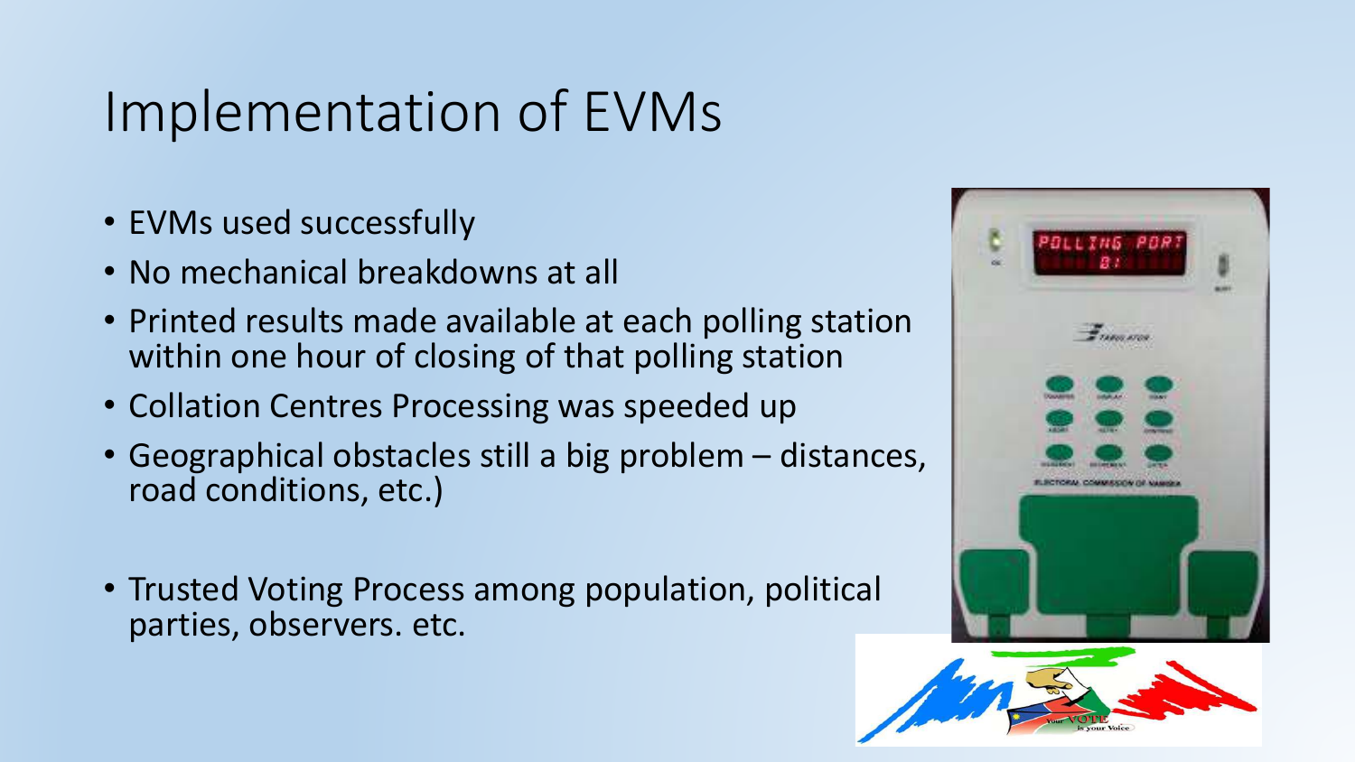# Implementation of EVMs

- EVMs used successfully
- No mechanical breakdowns at all
- Printed results made available at each polling station within one hour of closing of that polling station
- Collation Centres Processing was speeded up
- Geographical obstacles still a big problem – distances, road conditions, etc.)
- Trusted Voting Process among population, political parties, observers. etc.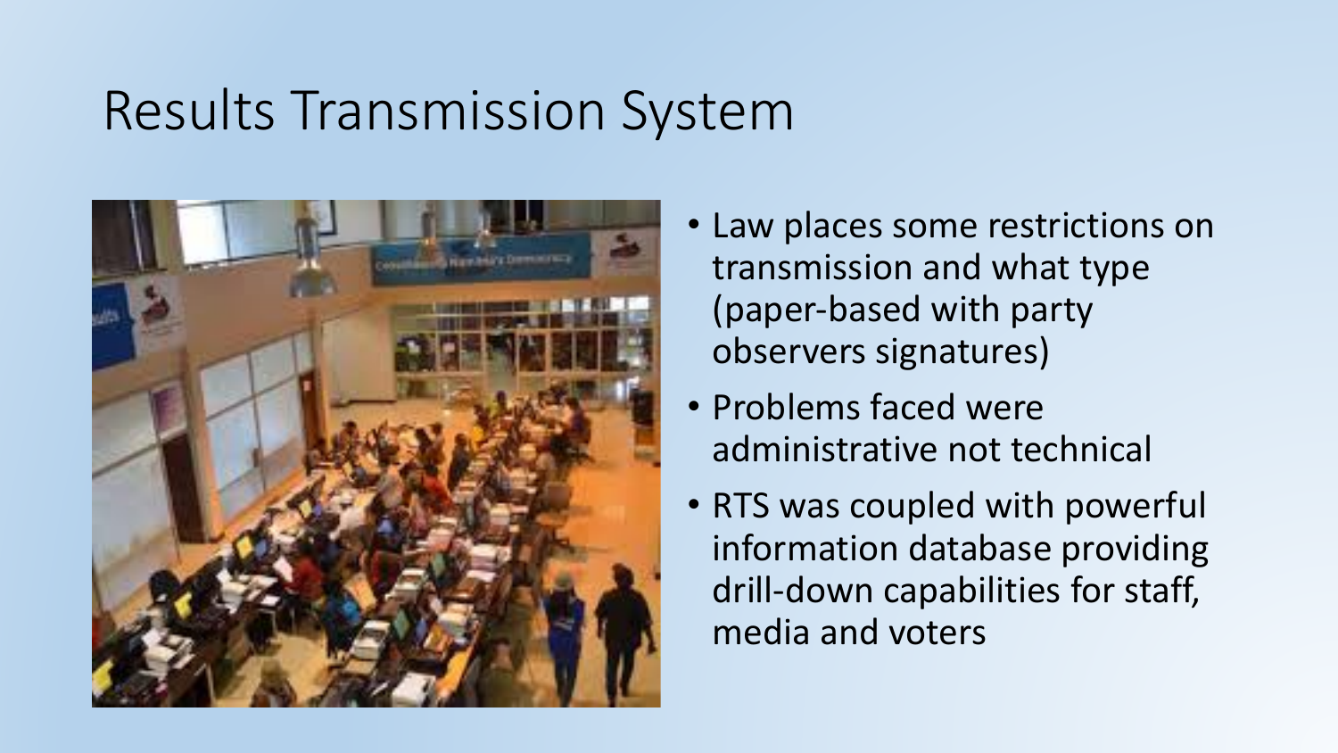# Results Transmission System

- Law places some restrictions on transmission and what type (paper-based with party observers signatures)
- Problems faced were administrative not technical
- RTS was coupled with powerful information database providing drill-down capabilities for staff, media and voters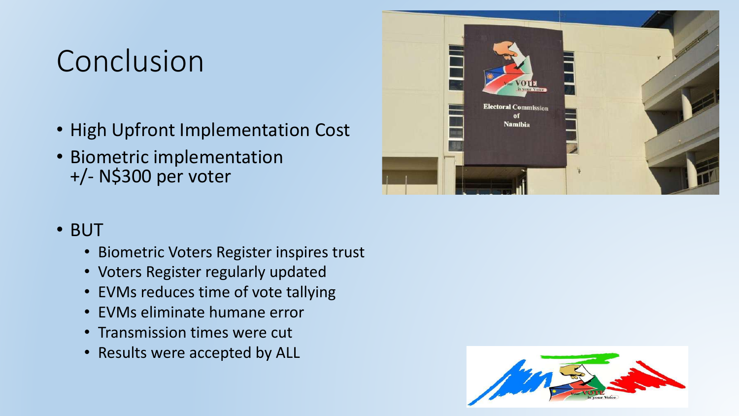# Conclusion

- High Upfront Implementation Cost
- Biometric implementation +/- N$300 per voter

- BUT
  - Biometric Voters Register inspires trust
  - Voters Register regularly updated
  - EVMs reduces time of vote tallying
  - EVMs eliminate humane error
  - Transmission times were cut
  - Results were accepted by ALL